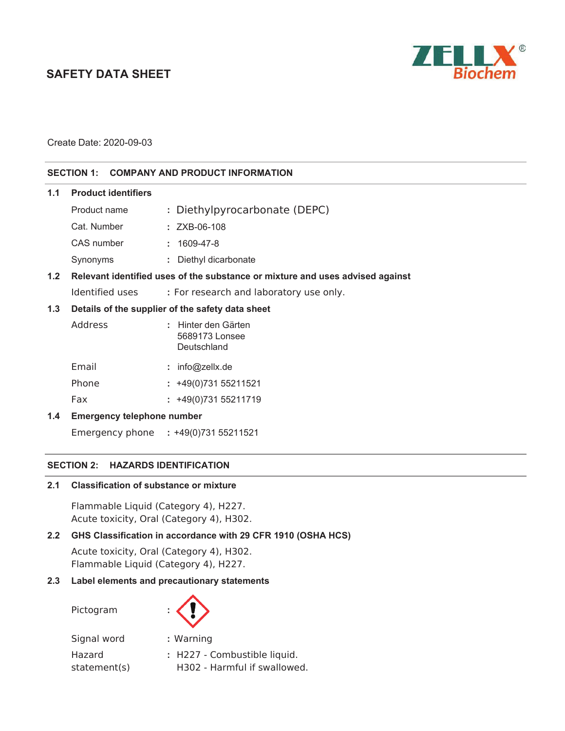# SAFETY DATA SHEET

ZELLX® Biochem

Create Date: 2020-09-03

## SECTION 1: COMPANY AND PRODUCT INFORMATION

### 1.1 Product identifiers

| | |
|---|---|
| Product name | : Diethylpyrocarbonate (DEPC) |
| Cat. Number | : ZXB-06-108 |
| CAS number | : 1609-47-8 |
| Synonyms | : Diethyl dicarbonate |

### 1.2 Relevant identified uses of the substance or mixture and uses advised against

Identified uses : For research and laboratory use only.

### 1.3 Details of the supplier of the safety data sheet

| | |
|---|---|
| Address | : Hinter den Gärten<br>5689173 Lonsee<br>Deutschland |
| Email | : info@zellx.de |
| Phone | : +49(0)731 55211521 |
| Fax | : +49(0)731 55211719 |

### 1.4 Emergency telephone number

Emergency phone : +49(0)731 55211521

## SECTION 2: HAZARDS IDENTIFICATION

### 2.1 Classification of substance or mixture

Flammable Liquid (Category 4), H227.
Acute toxicity, Oral (Category 4), H302.

### 2.2 GHS Classification in accordance with 29 CFR 1910 (OSHA HCS)

Acute toxicity, Oral (Category 4), H302.
Flammable Liquid (Category 4), H227.

### 2.3 Label elements and precautionary statements

| | |
|---|---|
| Pictogram | : |
| Signal word | : Warning |
| Hazard statement(s) | : H227 - Combustible liquid.<br>H302 - Harmful if swallowed. |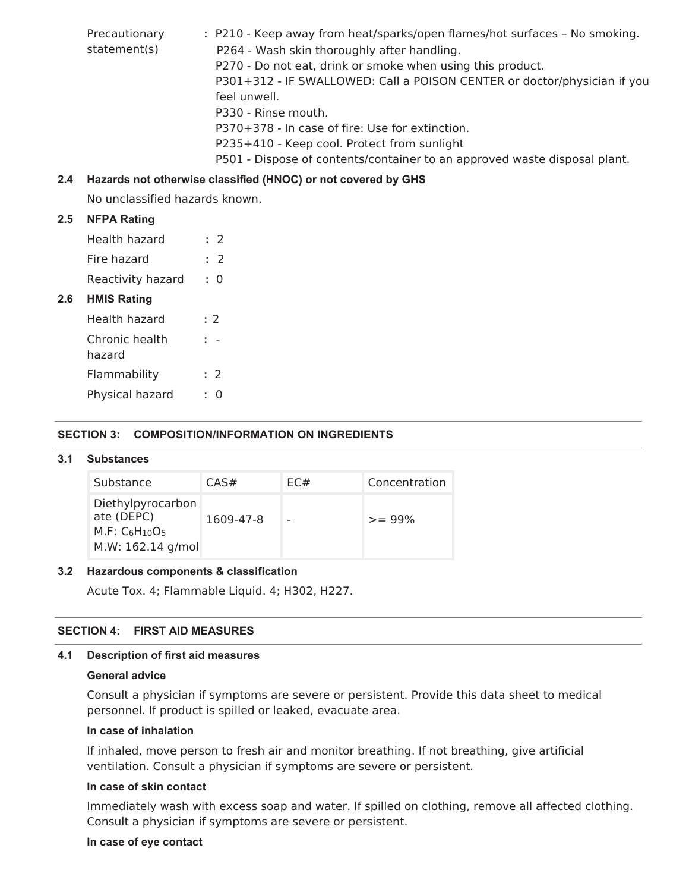Precautionary statement(s) : P210 - Keep away from heat/sparks/open flames/hot surfaces – No smoking.
P264 - Wash skin thoroughly after handling.
P270 - Do not eat, drink or smoke when using this product.
P301+312 - IF SWALLOWED: Call a POISON CENTER or doctor/physician if you feel unwell.
P330 - Rinse mouth.
P370+378 - In case of fire: Use for extinction.
P235+410 - Keep cool. Protect from sunlight
P501 - Dispose of contents/container to an approved waste disposal plant.

### 2.4 Hazards not otherwise classified (HNOC) or not covered by GHS

No unclassified hazards known.

### 2.5 NFPA Rating

Health hazard : 2
Fire hazard : 2
Reactivity hazard : 0

### 2.6 HMIS Rating

Health hazard : 2
Chronic health hazard : -
Flammability : 2
Physical hazard : 0

## SECTION 3: COMPOSITION/INFORMATION ON INGREDIENTS

### 3.1 Substances

| Substance | CAS# | EC# | Concentration |
| --- | --- | --- | --- |
| Diethylpyrocarbonate (DEPC) M.F: $C_6H_{10}O_5$ M.W: 162.14 g/mol | 1609-47-8 | - | >= 99% |

### 3.2 Hazardous components & classification

Acute Tox. 4; Flammable Liquid. 4; H302, H227.

## SECTION 4: FIRST AID MEASURES

### 4.1 Description of first aid measures

**General advice**

Consult a physician if symptoms are severe or persistent. Provide this data sheet to medical personnel. If product is spilled or leaked, evacuate area.

**In case of inhalation**

If inhaled, move person to fresh air and monitor breathing. If not breathing, give artificial ventilation. Consult a physician if symptoms are severe or persistent.

**In case of skin contact**

Immediately wash with excess soap and water. If spilled on clothing, remove all affected clothing. Consult a physician if symptoms are severe or persistent.

**In case of eye contact**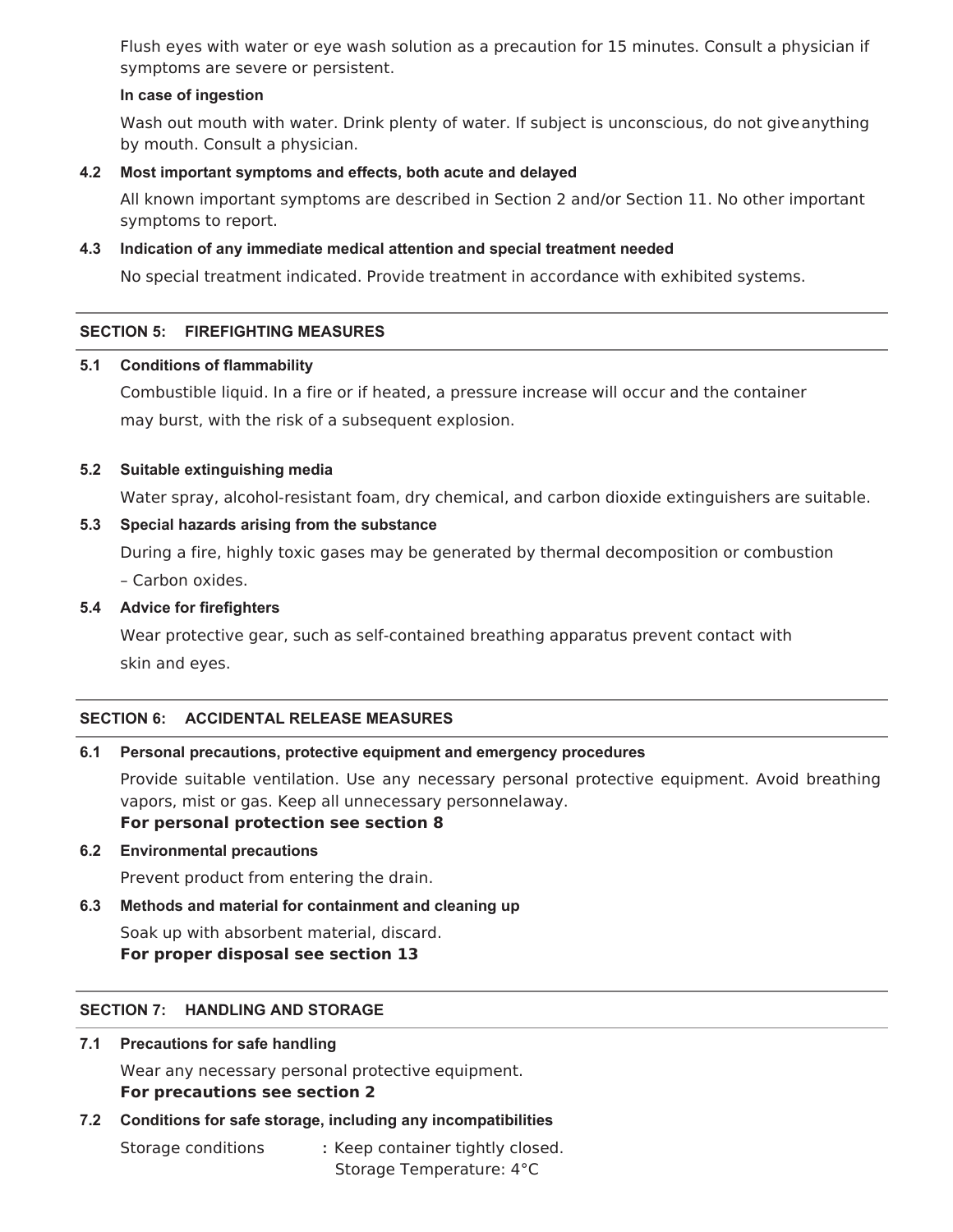Flush eyes with water or eye wash solution as a precaution for 15 minutes. Consult a physician if symptoms are severe or persistent.

**In case of ingestion**

Wash out mouth with water. Drink plenty of water. If subject is unconscious, do not give anything by mouth. Consult a physician.

**4.2 Most important symptoms and effects, both acute and delayed**

All known important symptoms are described in Section 2 and/or Section 11. No other important symptoms to report.

**4.3 Indication of any immediate medical attention and special treatment needed**

No special treatment indicated. Provide treatment in accordance with exhibited systems.

## SECTION 5: FIREFIGHTING MEASURES

**5.1 Conditions of flammability**

Combustible liquid. In a fire or if heated, a pressure increase will occur and the container may burst, with the risk of a subsequent explosion.

**5.2 Suitable extinguishing media**

Water spray, alcohol-resistant foam, dry chemical, and carbon dioxide extinguishers are suitable.

**5.3 Special hazards arising from the substance**

During a fire, highly toxic gases may be generated by thermal decomposition or combustion – Carbon oxides.

**5.4 Advice for firefighters**

Wear protective gear, such as self-contained breathing apparatus prevent contact with skin and eyes.

## SECTION 6: ACCIDENTAL RELEASE MEASURES

**6.1 Personal precautions, protective equipment and emergency procedures**

Provide suitable ventilation. Use any necessary personal protective equipment. Avoid breathing vapors, mist or gas. Keep all unnecessary personnel away.
**For personal protection see section 8**

**6.2 Environmental precautions**

Prevent product from entering the drain.

**6.3 Methods and material for containment and cleaning up**

Soak up with absorbent material, discard.
**For proper disposal see section 13**

## SECTION 7: HANDLING AND STORAGE

**7.1 Precautions for safe handling**

Wear any necessary personal protective equipment.
**For precautions see section 2**

**7.2 Conditions for safe storage, including any incompatibilities**

Storage conditions **:** Keep container tightly closed.
Storage Temperature: 4°C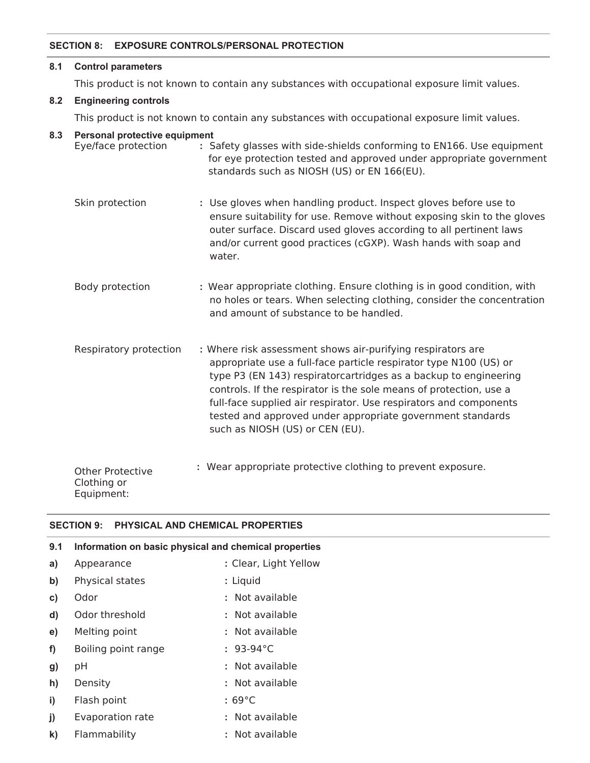## SECTION 8: EXPOSURE CONTROLS/PERSONAL PROTECTION

### 8.1 Control parameters

This product is not known to contain any substances with occupational exposure limit values.

### 8.2 Engineering controls

This product is not known to contain any substances with occupational exposure limit values.

### 8.3 Personal protective equipment

| | |
|---|---|
| Eye/face protection | : Safety glasses with side-shields conforming to EN166. Use equipment for eye protection tested and approved under appropriate government standards such as NIOSH (US) or EN 166(EU). |
| Skin protection | : Use gloves when handling product. Inspect gloves before use to ensure suitability for use. Remove without exposing skin to the gloves outer surface. Discard used gloves according to all pertinent laws and/or current good practices (cGXP). Wash hands with soap and water. |
| Body protection | : Wear appropriate clothing. Ensure clothing is in good condition, with no holes or tears. When selecting clothing, consider the concentration and amount of substance to be handled. |
| Respiratory protection | : Where risk assessment shows air-purifying respirators are appropriate use a full-face particle respirator type N100 (US) or type P3 (EN 143) respiratorcartridges as a backup to engineering controls. If the respirator is the sole means of protection, use a full-face supplied air respirator. Use respirators and components tested and approved under appropriate government standards such as NIOSH (US) or CEN (EU). |
| Other Protective Clothing or Equipment: | : Wear appropriate protective clothing to prevent exposure. |

## SECTION 9: PHYSICAL AND CHEMICAL PROPERTIES

### 9.1 Information on basic physical and chemical properties

| | | |
|---|---|---|
| a) | Appearance | : Clear, Light Yellow |
| b) | Physical states | : Liquid |
| c) | Odor | : Not available |
| d) | Odor threshold | : Not available |
| e) | Melting point | : Not available |
| f) | Boiling point range | : 93-94°C |
| g) | pH | : Not available |
| h) | Density | : Not available |
| i) | Flash point | : 69°C |
| j) | Evaporation rate | : Not available |
| k) | Flammability | : Not available |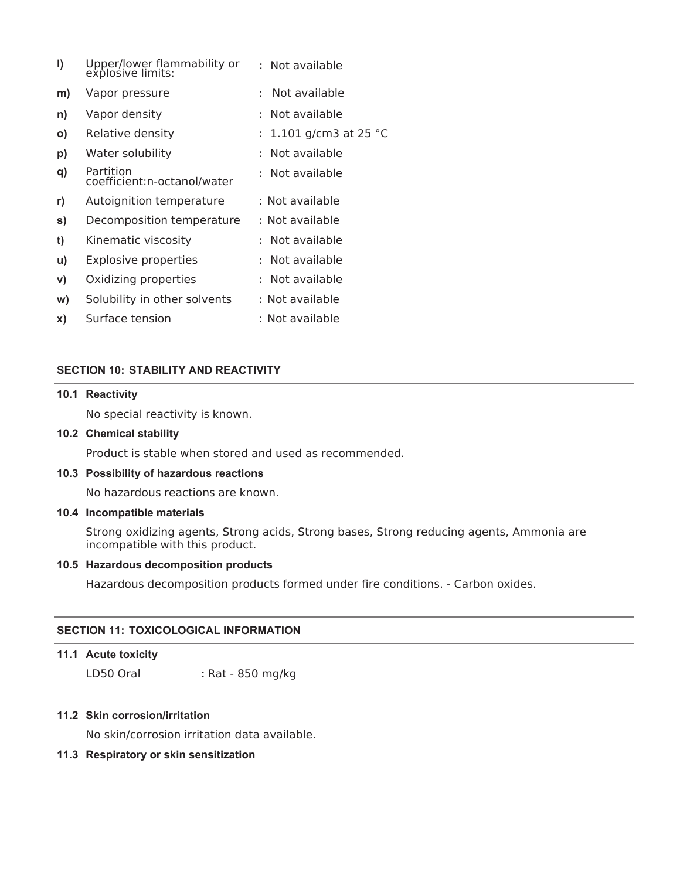| | | |
|---|---|---|
| **l)** | Upper/lower flammability or explosive limits: | : Not available |
| **m)** | Vapor pressure | : Not available |
| **n)** | Vapor density | : Not available |
| **o)** | Relative density | : 1.101 g/cm3 at 25 °C |
| **p)** | Water solubility | : Not available |
| **q)** | Partition coefficient:n-octanol/water | : Not available |
| **r)** | Autoignition temperature | : Not available |
| **s)** | Decomposition temperature | : Not available |
| **t)** | Kinematic viscosity | : Not available |
| **u)** | Explosive properties | : Not available |
| **v)** | Oxidizing properties | : Not available |
| **w)** | Solubility in other solvents | : Not available |
| **x)** | Surface tension | : Not available |

## SECTION 10: STABILITY AND REACTIVITY

### 10.1 Reactivity

No special reactivity is known.

### 10.2 Chemical stability

Product is stable when stored and used as recommended.

### 10.3 Possibility of hazardous reactions

No hazardous reactions are known.

### 10.4 Incompatible materials

Strong oxidizing agents, Strong acids, Strong bases, Strong reducing agents, Ammonia are incompatible with this product.

### 10.5 Hazardous decomposition products

Hazardous decomposition products formed under fire conditions. - Carbon oxides.

## SECTION 11: TOXICOLOGICAL INFORMATION

### 11.1 Acute toxicity

LD50 Oral **:** Rat - 850 mg/kg

### 11.2 Skin corrosion/irritation

No skin/corrosion irritation data available.

### 11.3 Respiratory or skin sensitization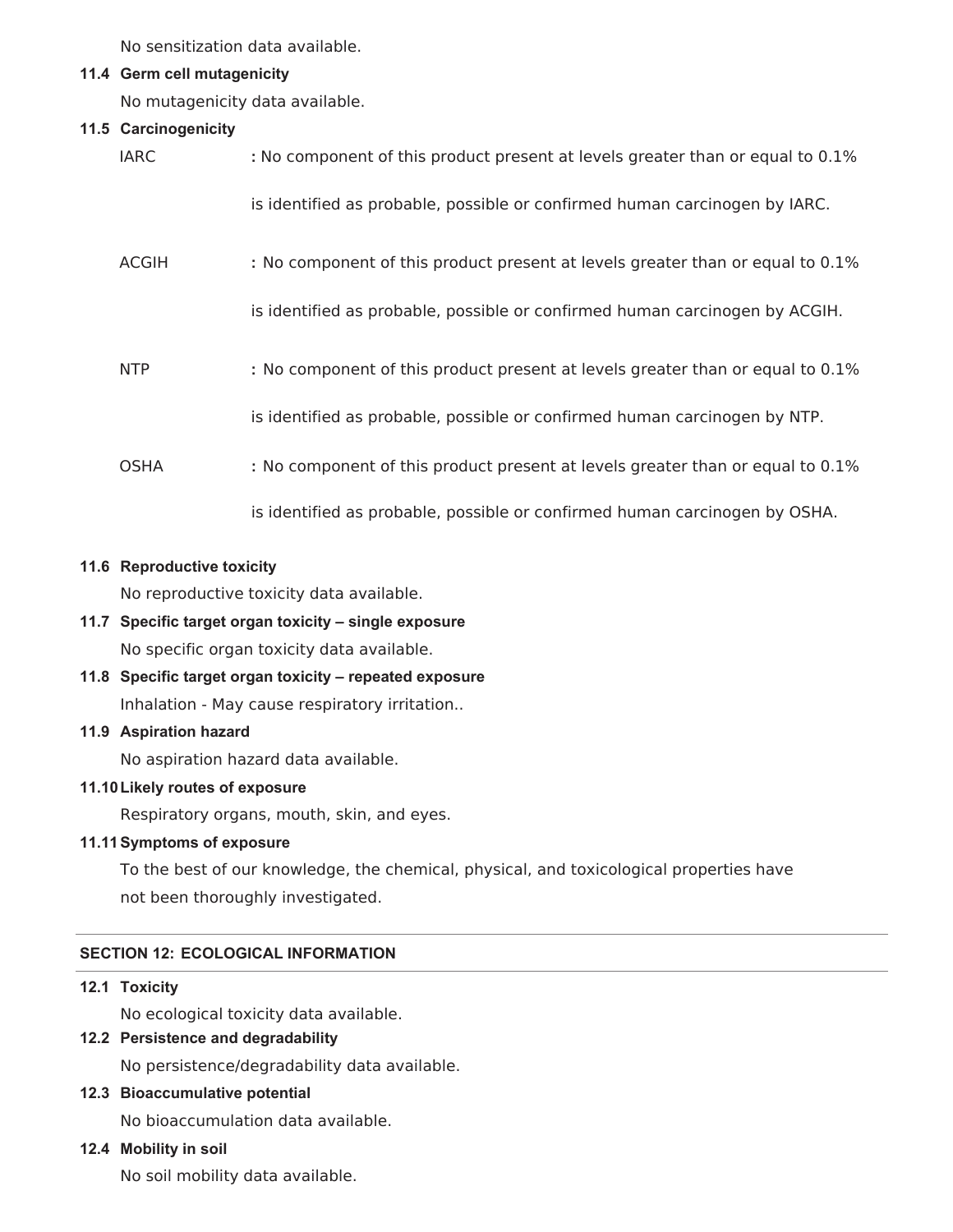No sensitization data available.

### 11.4 Germ cell mutagenicity

No mutagenicity data available.

### 11.5 Carcinogenicity

IARC : No component of this product present at levels greater than or equal to 0.1% is identified as probable, possible or confirmed human carcinogen by IARC.

ACGIH : No component of this product present at levels greater than or equal to 0.1% is identified as probable, possible or confirmed human carcinogen by ACGIH.

NTP : No component of this product present at levels greater than or equal to 0.1% is identified as probable, possible or confirmed human carcinogen by NTP.

OSHA : No component of this product present at levels greater than or equal to 0.1% is identified as probable, possible or confirmed human carcinogen by OSHA.

### 11.6 Reproductive toxicity

No reproductive toxicity data available.

### 11.7 Specific target organ toxicity – single exposure

No specific organ toxicity data available.

### 11.8 Specific target organ toxicity – repeated exposure

Inhalation - May cause respiratory irritation..

### 11.9 Aspiration hazard

No aspiration hazard data available.

### 11.10 Likely routes of exposure

Respiratory organs, mouth, skin, and eyes.

### 11.11 Symptoms of exposure

To the best of our knowledge, the chemical, physical, and toxicological properties have not been thoroughly investigated.

## SECTION 12: ECOLOGICAL INFORMATION

### 12.1 Toxicity

No ecological toxicity data available.

### 12.2 Persistence and degradability

No persistence/degradability data available.

### 12.3 Bioaccumulative potential

No bioaccumulation data available.

### 12.4 Mobility in soil

No soil mobility data available.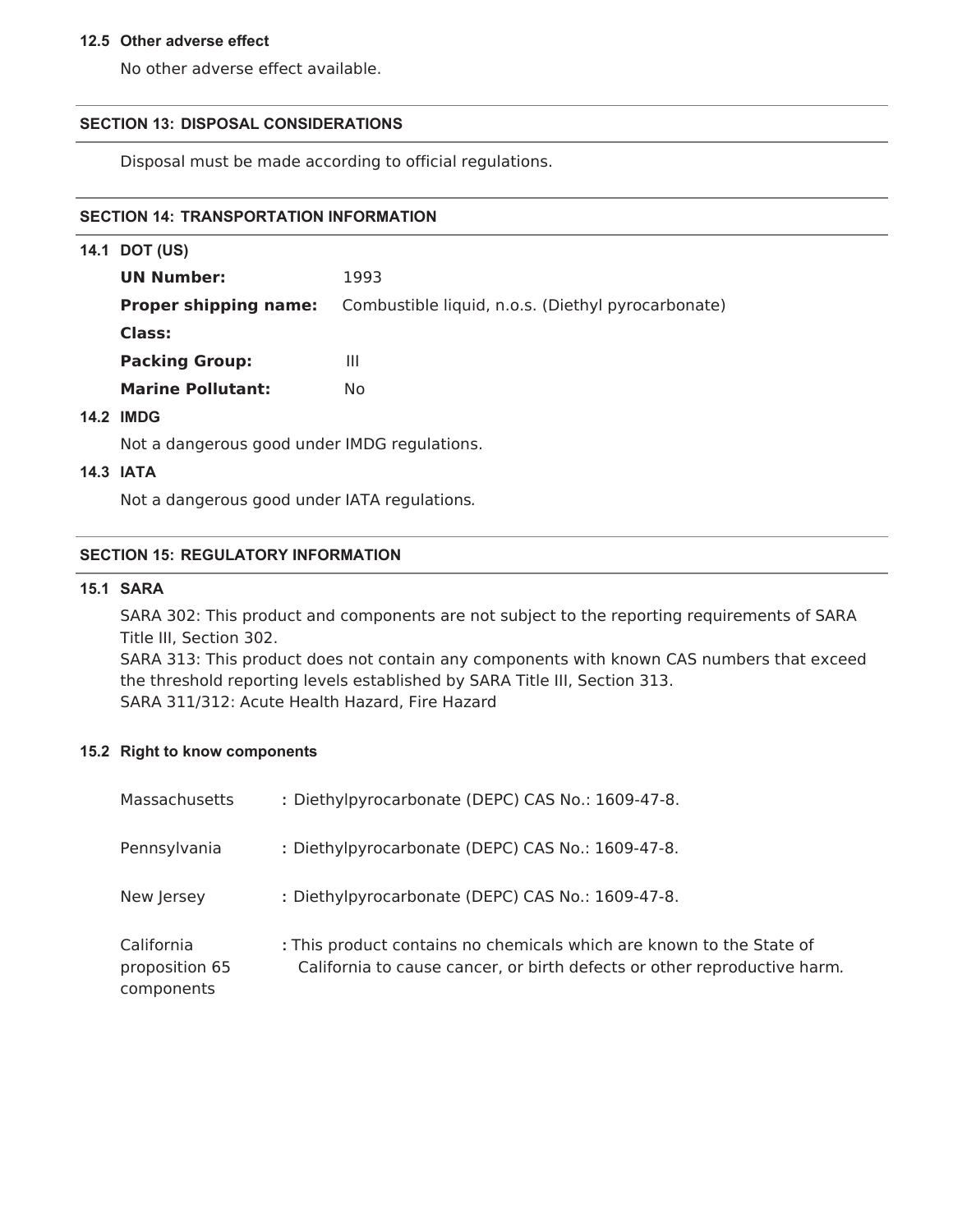### 12.5 Other adverse effect

No other adverse effect available.

## SECTION 13: DISPOSAL CONSIDERATIONS

Disposal must be made according to official regulations.

## SECTION 14: TRANSPORTATION INFORMATION

### 14.1 DOT (US)

**UN Number:** 1993

**Proper shipping name:** Combustible liquid, n.o.s. (Diethyl pyrocarbonate)

**Class:**

**Packing Group:** III

**Marine Pollutant:** No

### 14.2 IMDG

Not a dangerous good under IMDG regulations.

### 14.3 IATA

Not a dangerous good under IATA regulations.

## SECTION 15: REGULATORY INFORMATION

### 15.1 SARA

SARA 302: This product and components are not subject to the reporting requirements of SARA Title III, Section 302.
SARA 313: This product does not contain any components with known CAS numbers that exceed the threshold reporting levels established by SARA Title III, Section 313.
SARA 311/312: Acute Health Hazard, Fire Hazard

### 15.2 Right to know components

Massachusetts : Diethylpyrocarbonate (DEPC) CAS No.: 1609-47-8.

Pennsylvania : Diethylpyrocarbonate (DEPC) CAS No.: 1609-47-8.

New Jersey : Diethylpyrocarbonate (DEPC) CAS No.: 1609-47-8.

California proposition 65 components : This product contains no chemicals which are known to the State of California to cause cancer, or birth defects or other reproductive harm.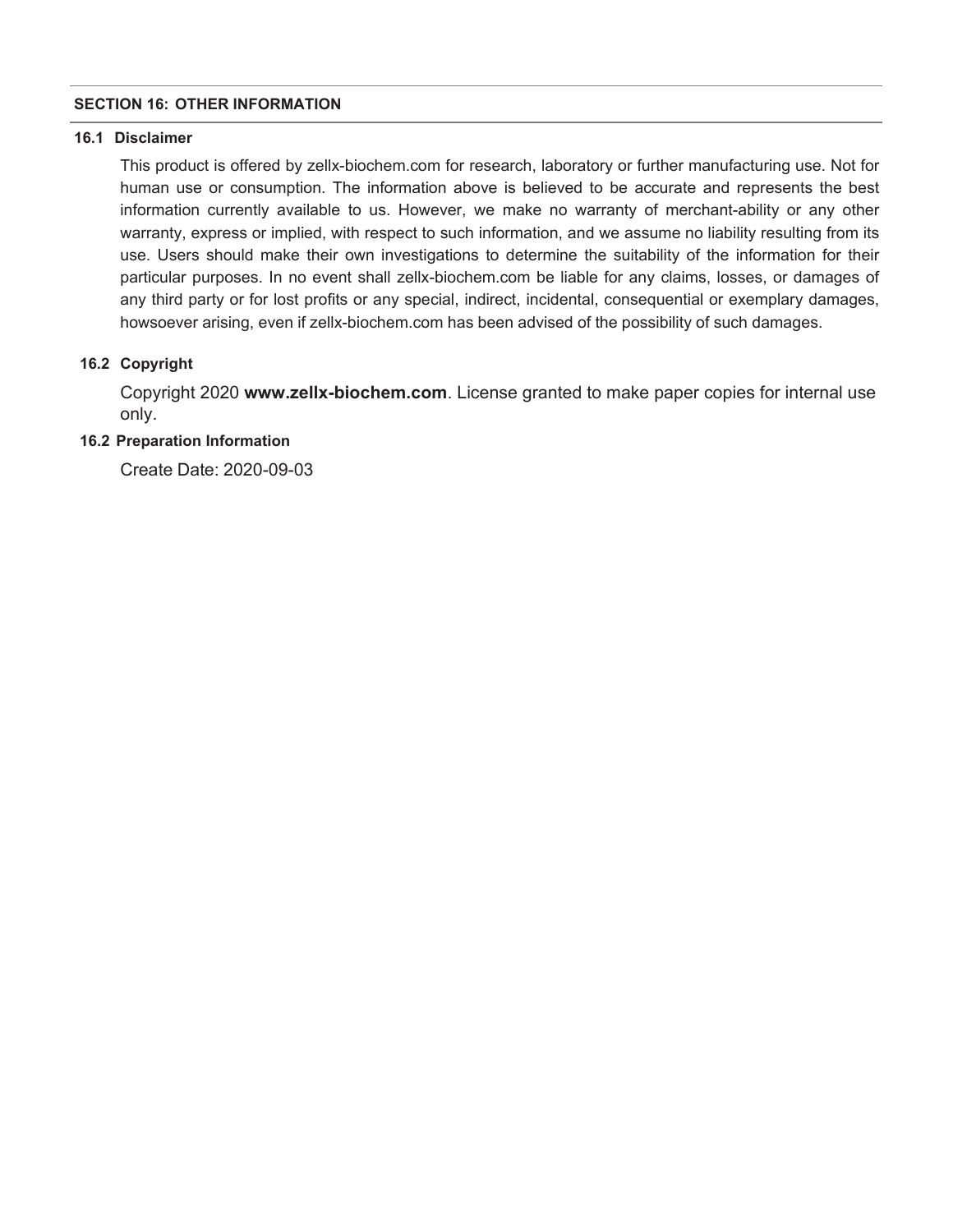## SECTION 16: OTHER INFORMATION

### 16.1 Disclaimer

This product is offered by zellx-biochem.com for research, laboratory or further manufacturing use. Not for human use or consumption. The information above is believed to be accurate and represents the best information currently available to us. However, we make no warranty of merchant-ability or any other warranty, express or implied, with respect to such information, and we assume no liability resulting from its use. Users should make their own investigations to determine the suitability of the information for their particular purposes. In no event shall zellx-biochem.com be liable for any claims, losses, or damages of any third party or for lost profits or any special, indirect, incidental, consequential or exemplary damages, howsoever arising, even if zellx-biochem.com has been advised of the possibility of such damages.

### 16.2 Copyright

Copyright 2020 **www.zellx-biochem.com**. License granted to make paper copies for internal use only.

### 16.2 Preparation Information

Create Date: 2020-09-03